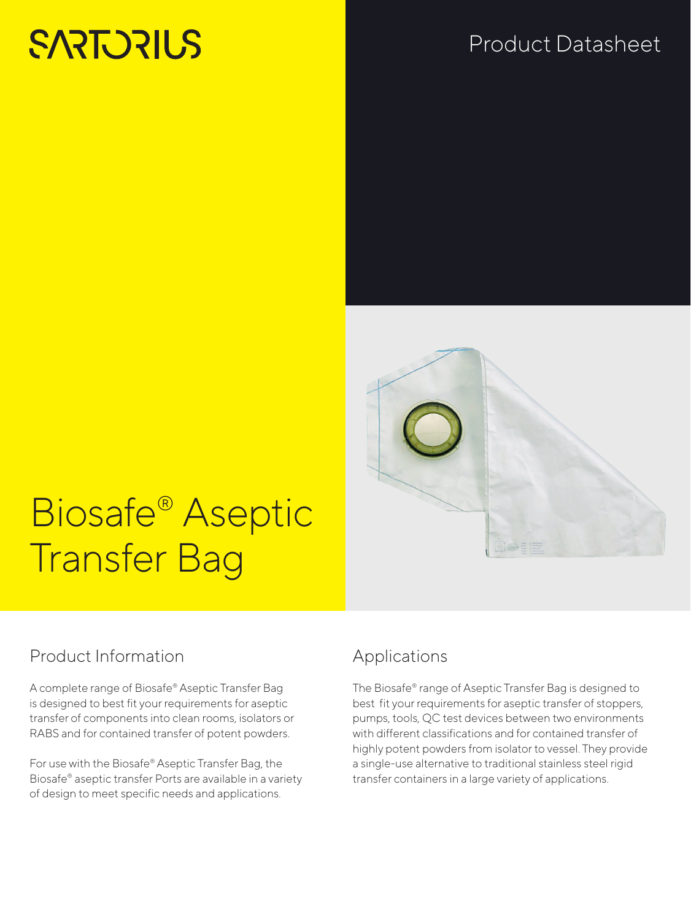SARTORIUS

Product Datasheet

# Biosafe® Aseptic Transfer Bag

## Product Information

A complete range of Biosafe® Aseptic Transfer Bag is designed to best fit your requirements for aseptic transfer of components into clean rooms, isolators or RABS and for contained transfer of potent powders.

For use with the Biosafe® Aseptic Transfer Bag, the Biosafe® aseptic transfer Ports are available in a variety of design to meet specific needs and applications.

## Applications

The Biosafe® range of Aseptic Transfer Bag is designed to best fit your requirements for aseptic transfer of stoppers, pumps, tools, QC test devices between two environments with different classifications and for contained transfer of highly potent powders from isolator to vessel. They provide a single-use alternative to traditional stainless steel rigid transfer containers in a large variety of applications.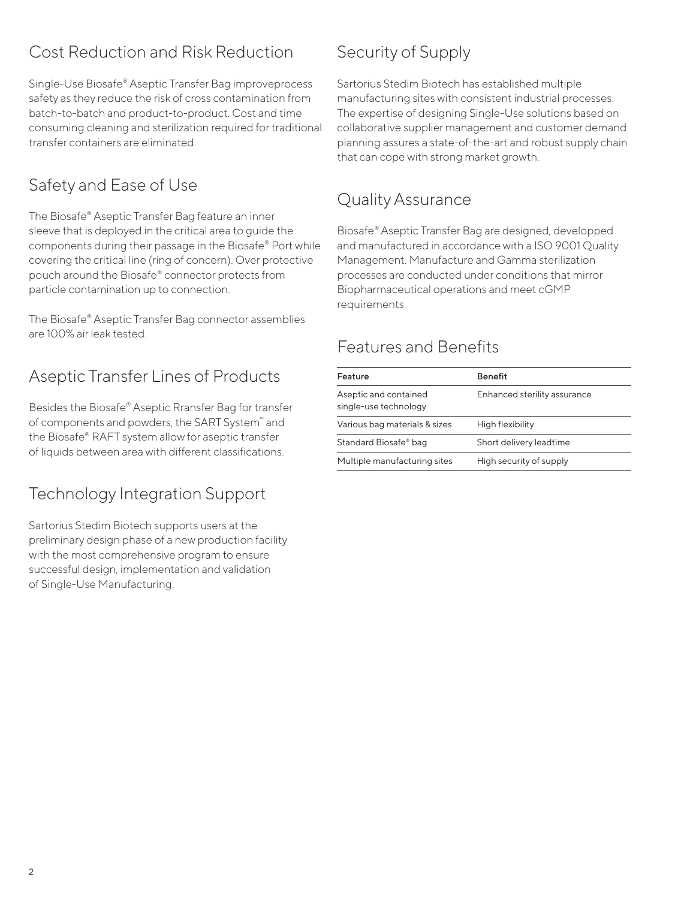## Cost Reduction and Risk Reduction

Single-Use Biosafe® Aseptic Transfer Bag improveprocess safety as they reduce the risk of cross contamination from batch-to-batch and product-to-product. Cost and time consuming cleaning and sterilization required for traditional transfer containers are eliminated.

## Safety and Ease of Use

The Biosafe® Aseptic Transfer Bag feature an inner sleeve that is deployed in the critical area to guide the components during their passage in the Biosafe® Port while covering the critical line (ring of concern). Over protective pouch around the Biosafe® connector protects from particle contamination up to connection.

The Biosafe® Aseptic Transfer Bag connector assemblies are 100% air leak tested.

## Aseptic Transfer Lines of Products

Besides the Biosafe® Aseptic Rransfer Bag for transfer of components and powders, the SART System™ and the Biosafe® RAFT system allow for aseptic transfer of liquids between area with different classifications.

## Technology Integration Support

Sartorius Stedim Biotech supports users at the preliminary design phase of a new production facility with the most comprehensive program to ensure successful design, implementation and validation of Single-Use Manufacturing.

## Security of Supply

Sartorius Stedim Biotech has established multiple manufacturing sites with consistent industrial processes. The expertise of designing Single-Use solutions based on collaborative supplier management and customer demand planning assures a state-of-the-art and robust supply chain that can cope with strong market growth.

## Quality Assurance

Biosafe® Aseptic Transfer Bag are designed, developped and manufactured in accordance with a ISO 9001 Quality Management. Manufacture and Gamma sterilization processes are conducted under conditions that mirror Biopharmaceutical operations and meet cGMP requirements.

## Features and Benefits

| Feature | Benefit |
| --- | --- |
| Aseptic and contained single-use technology | Enhanced sterility assurance |
| Various bag materials & sizes | High flexibility |
| Standard Biosafe® bag | Short delivery leadtime |
| Multiple manufacturing sites | High security of supply |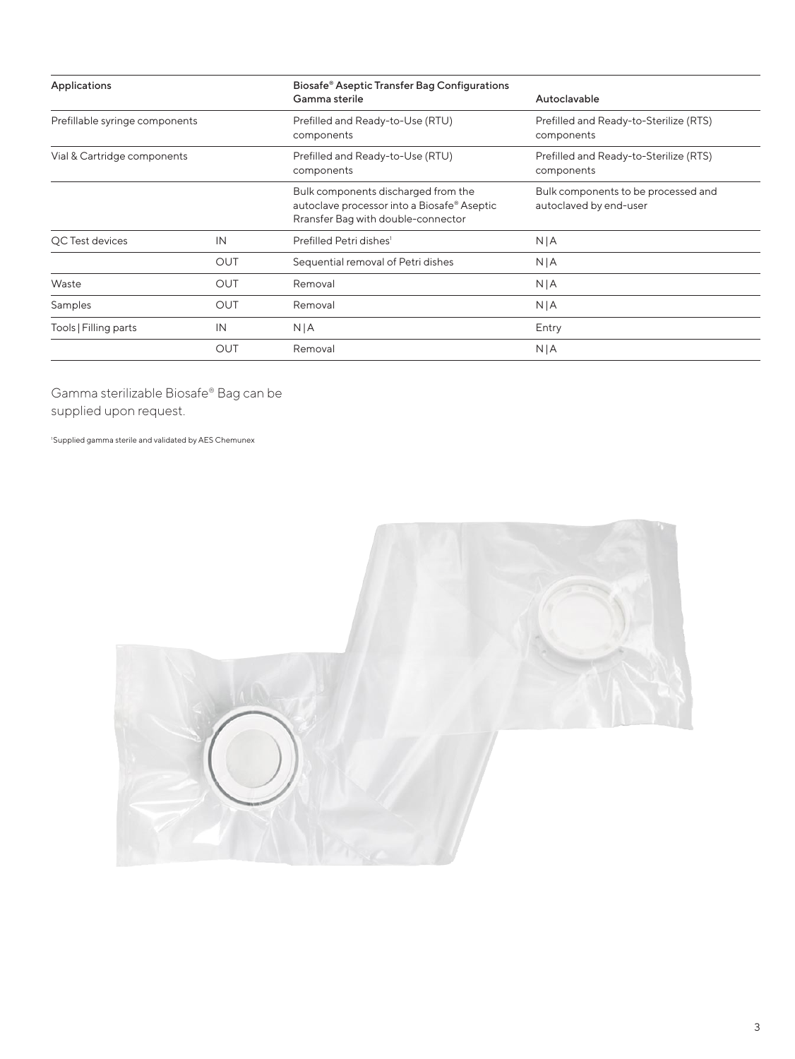| Applications | | Biosafe® Aseptic Transfer Bag Configurations<br>Gamma sterile | Autoclavable |
|---|---|---|---|
| Prefillable syringe components | | Prefilled and Ready-to-Use (RTU) components | Prefilled and Ready-to-Sterilize (RTS) components |
| Vial & Cartridge components | | Prefilled and Ready-to-Use (RTU) components | Prefilled and Ready-to-Sterilize (RTS) components |
| | | Bulk components discharged from the autoclave processor into a Biosafe® Aseptic Rransfer Bag with double-connector | Bulk components to be processed and autoclaved by end-user |
| QC Test devices | IN | Prefilled Petri dishes[1] | N\|A |
| | OUT | Sequential removal of Petri dishes | N\|A |
| Waste | OUT | Removal | N\|A |
| Samples | OUT | Removal | N\|A |
| Tools \| Filling parts | IN | N\|A | Entry |
| | OUT | Removal | N\|A |

Gamma sterilizable Biosafe® Bag can be supplied upon request.

[1]Supplied gamma sterile and validated by AES Chemunex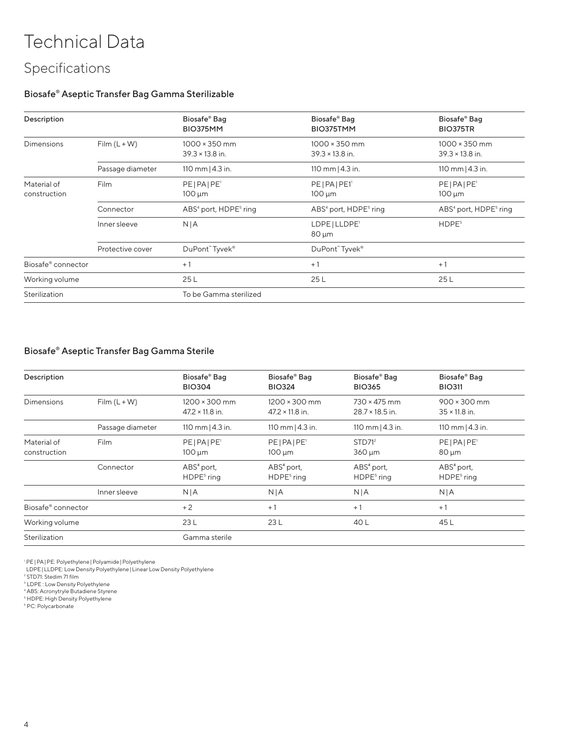# Technical Data

## Specifications

### Biosafe® Aseptic Transfer Bag Gamma Sterilizable

| Description | | Biosafe® Bag BIO375MM | Biosafe® Bag BIO375TMM | Biosafe® Bag BIO375TR |
|---|---|---|---|---|
| Dimensions | Film (L + W) | 1000 × 350 mm 39.3 × 13.8 in. | 1000 × 350 mm 39.3 × 13.8 in. | 1000 × 350 mm 39.3 × 13.8 in. |
| | Passage diameter | 110 mm \| 4.3 in. | 110 mm \| 4.3 in. | 110 mm \| 4.3 in. |
| Material of construction | Film | PE \| PA \| PE[1] 100 µm | PE \| PA \| PE1[1] 100 µm | PE \| PA \| PE[1] 100 µm |
| | Connector | ABS[4] port, HDPE[5] ring | ABS[4] port, HDPE[5] ring | ABS[4] port, HDPE[5] ring |
| | Inner sleeve | N \| A | LDPE \| LLDPE[1] 80 µm | HDPE[5] |
| | Protective cover | DuPont™ Tyvek® | DuPont™ Tyvek® | |
| Biosafe® connector | | + 1 | + 1 | + 1 |
| Working volume | | 25 L | 25 L | 25 L |
| Sterilization | | To be Gamma sterilized | | |

### Biosafe® Aseptic Transfer Bag Gamma Sterile

| Description | | Biosafe® Bag BIO304 | Biosafe® Bag BIO324 | Biosafe® Bag BIO365 | Biosafe® Bag BIO311 |
|---|---|---|---|---|---|
| Dimensions | Film (L + W) | 1200 × 300 mm 47.2 × 11.8 in. | 1200 × 300 mm 47.2 × 11.8 in. | 730 × 475 mm 28.7 × 18.5 in. | 900 × 300 mm 35 × 11.8 in. |
| | Passage diameter | 110 mm \| 4.3 in. | 110 mm \| 4.3 in. | 110 mm \| 4.3 in. | 110 mm \| 4.3 in. |
| Material of construction | Film | PE \| PA \| PE[1] 100 µm | PE \| PA \| PE[1] 100 µm | STD71[2] 360 µm | PE \| PA \| PE[1] 80 µm |
| | Connector | ABS[4] port, HDPE[5] ring | ABS[4] port, HDPE[5] ring | ABS[4] port, HDPE[5] ring | ABS[4] port, HDPE[5] ring |
| | Inner sleeve | N \| A | N \| A | N \| A | N \| A |
| Biosafe® connector | | + 2 | + 1 | + 1 | + 1 |
| Working volume | | 23 L | 23 L | 40 L | 45 L |
| Sterilization | | Gamma sterile | | | |

[1] PE | PA | PE: Polyethylene | Polyamide | Polyethylene
LDPE | LLDPE: Low Density Polyethylene | Linear Low Density Polyethylene
[2] STD71: Stedim 71 film
[3] LDPE : Low Density Polyethylene
[4] ABS: Acronytryle Butadiene Styrene
[5] HDPE: High Density Polyethylene
[6] PC: Polycarbonate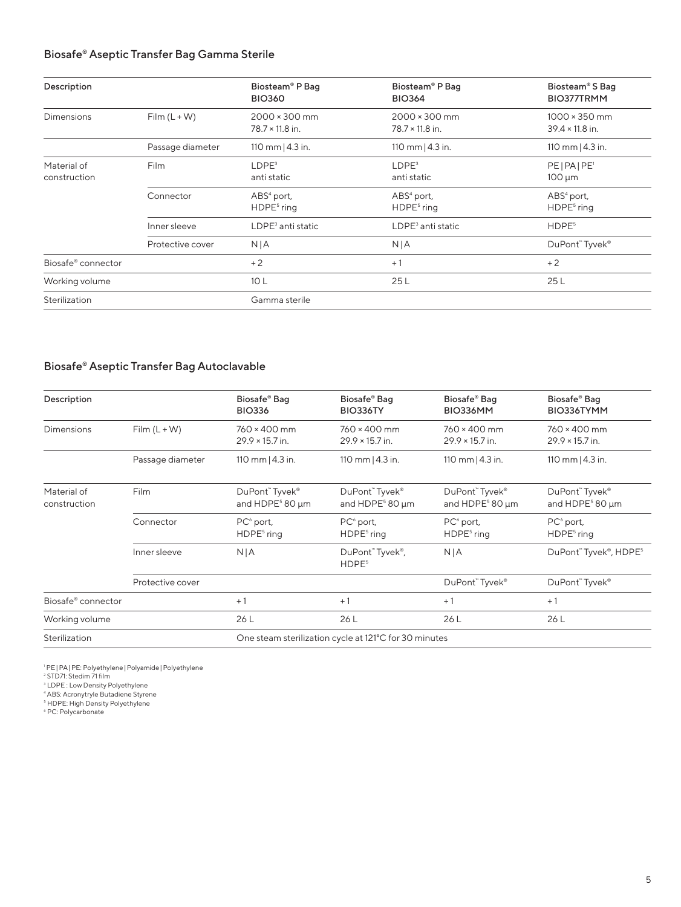## Biosafe® Aseptic Transfer Bag Gamma Sterile

| Description | | Biosteam® P Bag BIO360 | Biosteam® P Bag BIO364 | Biosteam® S Bag BIO377TRMM |
|---|---|---|---|---|
| Dimensions | Film (L + W) | 2000 × 300 mm 78.7 × 11.8 in. | 2000 × 300 mm 78.7 × 11.8 in. | 1000 × 350 mm 39.4 × 11.8 in. |
| | Passage diameter | 110 mm \| 4.3 in. | 110 mm \| 4.3 in. | 110 mm \| 4.3 in. |
| Material of construction | Film | LDPE[3] anti static | LDPE[3] anti static | PE \| PA \| PE[1] 100 µm |
| | Connector | ABS[4] port, HDPE[5] ring | ABS[4] port, HDPE[5] ring | ABS[4] port, HDPE[5] ring |
| | Inner sleeve | LDPE[3] anti static | LDPE[3] anti static | HDPE[5] |
| | Protective cover | N \| A | N \| A | DuPont™ Tyvek® |
| Biosafe® connector | | + 2 | + 1 | + 2 |
| Working volume | | 10 L | 25 L | 25 L |
| Sterilization | | Gamma sterile | | |

## Biosafe® Aseptic Transfer Bag Autoclavable

| Description | | Biosafe® Bag BIO336 | Biosafe® Bag BIO336TY | Biosafe® Bag BIO336MM | Biosafe® Bag BIO336TYMM |
|---|---|---|---|---|---|
| Dimensions | Film (L + W) | 760 × 400 mm 29.9 × 15.7 in. | 760 × 400 mm 29.9 × 15.7 in. | 760 × 400 mm 29.9 × 15.7 in. | 760 × 400 mm 29.9 × 15.7 in. |
| | Passage diameter | 110 mm \| 4.3 in. | 110 mm \| 4.3 in. | 110 mm \| 4.3 in. | 110 mm \| 4.3 in. |
| Material of construction | Film | DuPont™ Tyvek® and HDPE[5] 80 µm | DuPont™ Tyvek® and HDPE[5] 80 µm | DuPont™ Tyvek® and HDPE[5] 80 µm | DuPont™ Tyvek® and HDPE[5] 80 µm |
| | Connector | PC[6] port, HDPE[5] ring | PC[6] port, HDPE[5] ring | PC[6] port, HDPE[5] ring | PC[6] port, HDPE[5] ring |
| | Inner sleeve | N \| A | DuPont™ Tyvek®, HDPE[5] | N \| A | DuPont™ Tyvek®, HDPE[5] |
| | Protective cover | | | DuPont™ Tyvek® | DuPont™ Tyvek® |
| Biosafe® connector | | + 1 | + 1 | + 1 | + 1 |
| Working volume | | 26 L | 26 L | 26 L | 26 L |
| Sterilization | | One steam sterilization cycle at 121°C for 30 minutes | | | |

[1] PE | PA | PE: Polyethylene | Polyamide | Polyethylene
[2] STD71: Stedim 71 film
[3] LDPE : Low Density Polyethylene
[4] ABS: Acronytryle Butadiene Styrene
[5] HDPE: High Density Polyethylene
[6] PC: Polycarbonate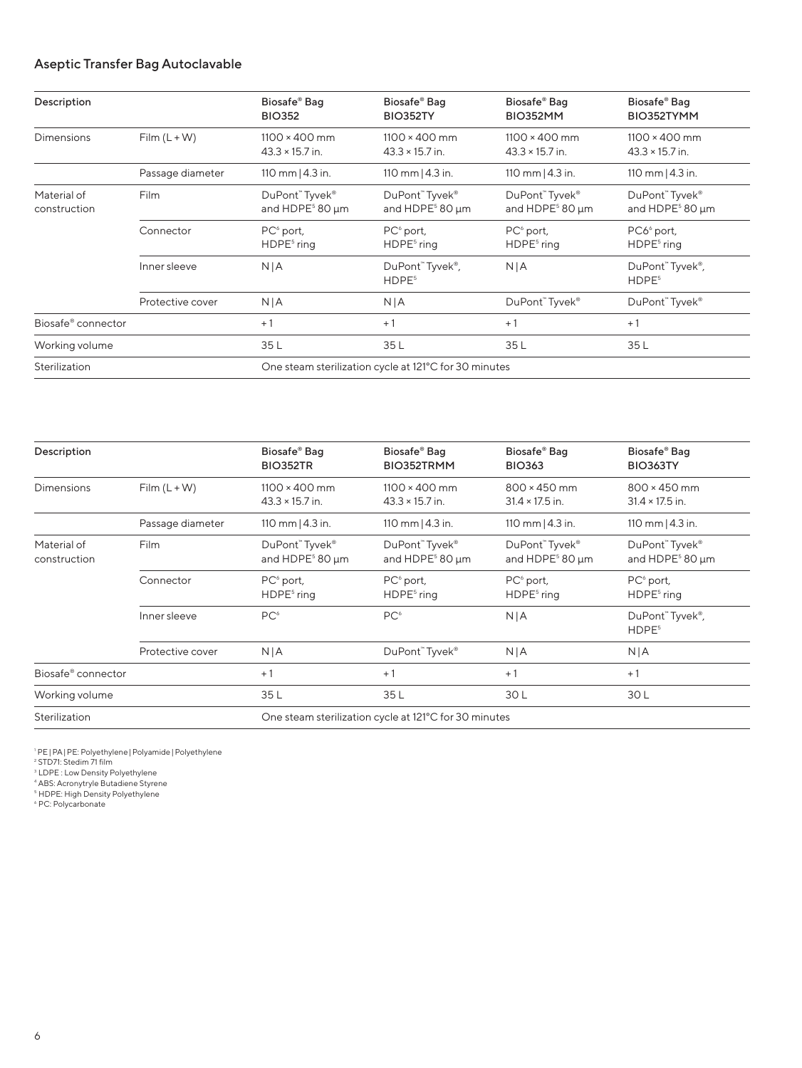## Aseptic Transfer Bag Autoclavable

| Description | | Biosafe® Bag BIO352 | Biosafe® Bag BIO352TY | Biosafe® Bag BIO352MM | Biosafe® Bag BIO352TYMM |
|---|---|---|---|---|---|
| Dimensions | Film (L + W) | 1100 × 400 mm 43.3 × 15.7 in. | 1100 × 400 mm 43.3 × 15.7 in. | 1100 × 400 mm 43.3 × 15.7 in. | 1100 × 400 mm 43.3 × 15.7 in. |
| | Passage diameter | 110 mm / 4.3 in. | 110 mm / 4.3 in. | 110 mm / 4.3 in. | 110 mm / 4.3 in. |
| Material of construction | Film | DuPont™ Tyvek® and HDPE[5] 80 µm | DuPont™ Tyvek® and HDPE[5] 80 µm | DuPont™ Tyvek® and HDPE[5] 80 µm | DuPont™ Tyvek® and HDPE[5] 80 µm |
| | Connector | PC[6] port, HDPE[5] ring | PC[6] port, HDPE[5] ring | PC[6] port, HDPE[5] ring | PC6[6] port, HDPE[5] ring |
| | Inner sleeve | N/A | DuPont™ Tyvek®, HDPE[5] | N/A | DuPont™ Tyvek®, HDPE[5] |
| | Protective cover | N/A | N/A | DuPont™ Tyvek® | DuPont™ Tyvek® |
| Biosafe® connector | | + 1 | + 1 | + 1 | + 1 |
| Working volume | | 35 L | 35 L | 35 L | 35 L |
| Sterilization | | One steam sterilization cycle at 121°C for 30 minutes | | | |

| Description | | Biosafe® Bag BIO352TR | Biosafe® Bag BIO352TRMM | Biosafe® Bag BIO363 | Biosafe® Bag BIO363TY |
|---|---|---|---|---|---|
| Dimensions | Film (L + W) | 1100 × 400 mm 43.3 × 15.7 in. | 1100 × 400 mm 43.3 × 15.7 in. | 800 × 450 mm 31.4 × 17.5 in. | 800 × 450 mm 31.4 × 17.5 in. |
| | Passage diameter | 110 mm / 4.3 in. | 110 mm / 4.3 in. | 110 mm / 4.3 in. | 110 mm / 4.3 in. |
| Material of construction | Film | DuPont™ Tyvek® and HDPE[5] 80 µm | DuPont™ Tyvek® and HDPE[5] 80 µm | DuPont™ Tyvek® and HDPE[5] 80 µm | DuPont™ Tyvek® and HDPE[5] 80 µm |
| | Connector | PC[6] port, HDPE[5] ring | PC[6] port, HDPE[5] ring | PC[6] port, HDPE[5] ring | PC[6] port, HDPE[5] ring |
| | Inner sleeve | PC[6] | PC[6] | N/A | DuPont™ Tyvek®, HDPE[5] |
| | Protective cover | N/A | DuPont™ Tyvek® | N/A | N/A |
| Biosafe® connector | | + 1 | + 1 | + 1 | + 1 |
| Working volume | | 35 L | 35 L | 30 L | 30 L |
| Sterilization | | One steam sterilization cycle at 121°C for 30 minutes | | | |

[1] PE / PA / PE: Polyethylene / Polyamide / Polyethylene
[2] STD71: Stedim 71 film
[3] LDPE : Low Density Polyethylene
[4] ABS: Acronytryle Butadiene Styrene
[5] HDPE: High Density Polyethylene
[6] PC: Polycarbonate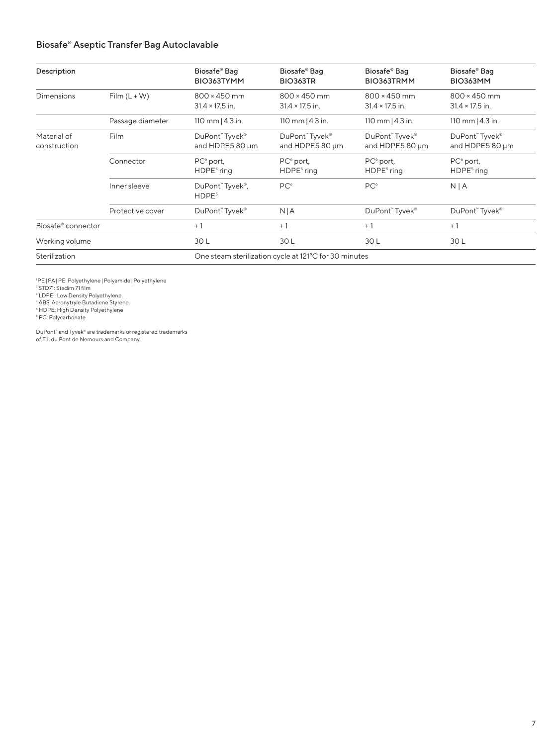## Biosafe® Aseptic Transfer Bag Autoclavable

| Description | | Biosafe® Bag BIO363TYMM | Biosafe® Bag BIO363TR | Biosafe® Bag BIO363TRMM | Biosafe® Bag BIO363MM |
|---|---|---|---|---|---|
| Dimensions | Film (L + W) | 800 × 450 mm 31.4 × 17.5 in. | 800 × 450 mm 31.4 × 17.5 in. | 800 × 450 mm 31.4 × 17.5 in. | 800 × 450 mm 31.4 × 17.5 in. |
| | Passage diameter | 110 mm \| 4.3 in. | 110 mm \| 4.3 in. | 110 mm \| 4.3 in. | 110 mm \| 4.3 in. |
| Material of construction | Film | DuPont™ Tyvek® and HDPE5 80 µm | DuPont™ Tyvek® and HDPE5 80 µm | DuPont™ Tyvek® and HDPE5 80 µm | DuPont™ Tyvek® and HDPE5 80 µm |
| | Connector | PC[6] port, HDPE[5] ring | PC[6] port, HDPE[5] ring | PC[6] port, HDPE[5] ring | PC[6] port, HDPE[5] ring |
| | Inner sleeve | DuPont™ Tyvek®, HDPE[5] | PC[6] | PC[6] | N \| A |
| | Protective cover | DuPont™ Tyvek® | N \| A | DuPont™ Tyvek® | DuPont™ Tyvek® |
| Biosafe® connector | | + 1 | + 1 | + 1 | + 1 |
| Working volume | | 30 L | 30 L | 30 L | 30 L |
| Sterilization | | One steam sterilization cycle at 121°C for 30 minutes | | | |

[1] PE | PA | PE: Polyethylene | Polyamide | Polyethylene
[2] STD71: Stedim 71 film
[3] LDPE : Low Density Polyethylene
[4] ABS: Acronytryle Butadiene Styrene
[5] HDPE: High Density Polyethylene
[6] PC: Polycarbonate

DuPont™ and Tyvek® are trademarks or registered trademarks of E.I. du Pont de Nemours and Company.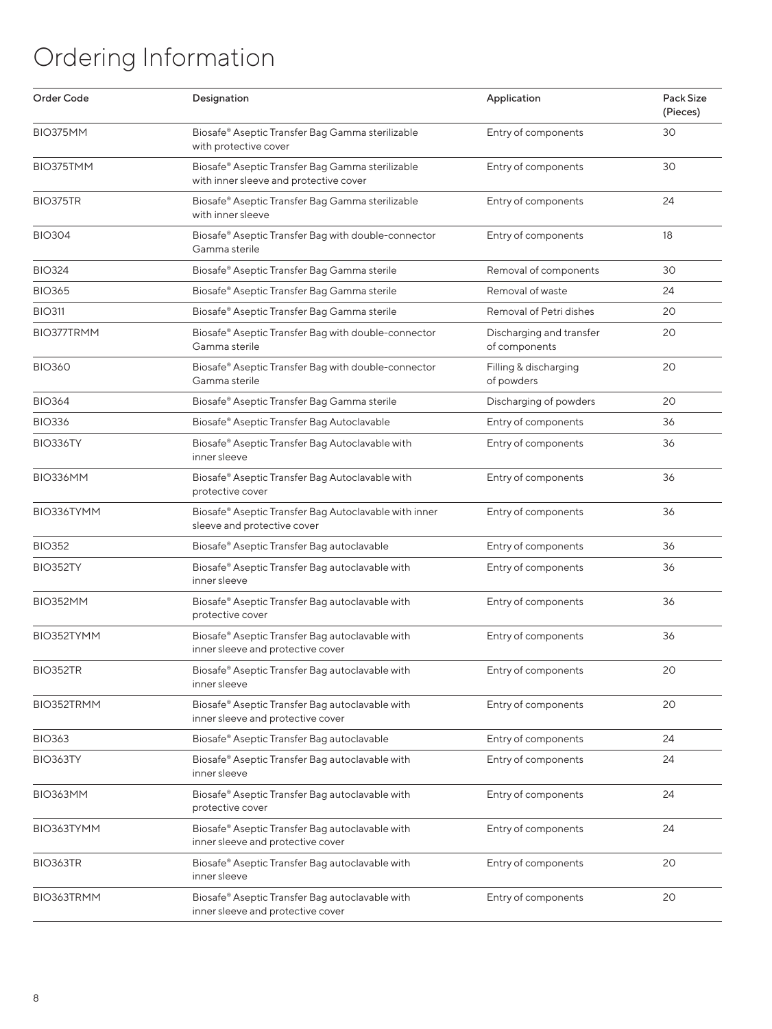# Ordering Information

| Order Code | Designation | Application | Pack Size (Pieces) |
|---|---|---|---|
| BIO375MM | Biosafe® Aseptic Transfer Bag Gamma sterilizable with protective cover | Entry of components | 30 |
| BIO375TMM | Biosafe® Aseptic Transfer Bag Gamma sterilizable with inner sleeve and protective cover | Entry of components | 30 |
| BIO375TR | Biosafe® Aseptic Transfer Bag Gamma sterilizable with inner sleeve | Entry of components | 24 |
| BIO304 | Biosafe® Aseptic Transfer Bag with double-connector Gamma sterile | Entry of components | 18 |
| BIO324 | Biosafe® Aseptic Transfer Bag Gamma sterile | Removal of components | 30 |
| BIO365 | Biosafe® Aseptic Transfer Bag Gamma sterile | Removal of waste | 24 |
| BIO311 | Biosafe® Aseptic Transfer Bag Gamma sterile | Removal of Petri dishes | 20 |
| BIO377TRMM | Biosafe® Aseptic Transfer Bag with double-connector Gamma sterile | Discharging and transfer of components | 20 |
| BIO360 | Biosafe® Aseptic Transfer Bag with double-connector Gamma sterile | Filling & discharging of powders | 20 |
| BIO364 | Biosafe® Aseptic Transfer Bag Gamma sterile | Discharging of powders | 20 |
| BIO336 | Biosafe® Aseptic Transfer Bag Autoclavable | Entry of components | 36 |
| BIO336TY | Biosafe® Aseptic Transfer Bag Autoclavable with inner sleeve | Entry of components | 36 |
| BIO336MM | Biosafe® Aseptic Transfer Bag Autoclavable with protective cover | Entry of components | 36 |
| BIO336TYMM | Biosafe® Aseptic Transfer Bag Autoclavable with inner sleeve and protective cover | Entry of components | 36 |
| BIO352 | Biosafe® Aseptic Transfer Bag autoclavable | Entry of components | 36 |
| BIO352TY | Biosafe® Aseptic Transfer Bag autoclavable with inner sleeve | Entry of components | 36 |
| BIO352MM | Biosafe® Aseptic Transfer Bag autoclavable with protective cover | Entry of components | 36 |
| BIO352TYMM | Biosafe® Aseptic Transfer Bag autoclavable with inner sleeve and protective cover | Entry of components | 36 |
| BIO352TR | Biosafe® Aseptic Transfer Bag autoclavable with inner sleeve | Entry of components | 20 |
| BIO352TRMM | Biosafe® Aseptic Transfer Bag autoclavable with inner sleeve and protective cover | Entry of components | 20 |
| BIO363 | Biosafe® Aseptic Transfer Bag autoclavable | Entry of components | 24 |
| BIO363TY | Biosafe® Aseptic Transfer Bag autoclavable with inner sleeve | Entry of components | 24 |
| BIO363MM | Biosafe® Aseptic Transfer Bag autoclavable with protective cover | Entry of components | 24 |
| BIO363TYMM | Biosafe® Aseptic Transfer Bag autoclavable with inner sleeve and protective cover | Entry of components | 24 |
| BIO363TR | Biosafe® Aseptic Transfer Bag autoclavable with inner sleeve | Entry of components | 20 |
| BIO363TRMM | Biosafe® Aseptic Transfer Bag autoclavable with inner sleeve and protective cover | Entry of components | 20 |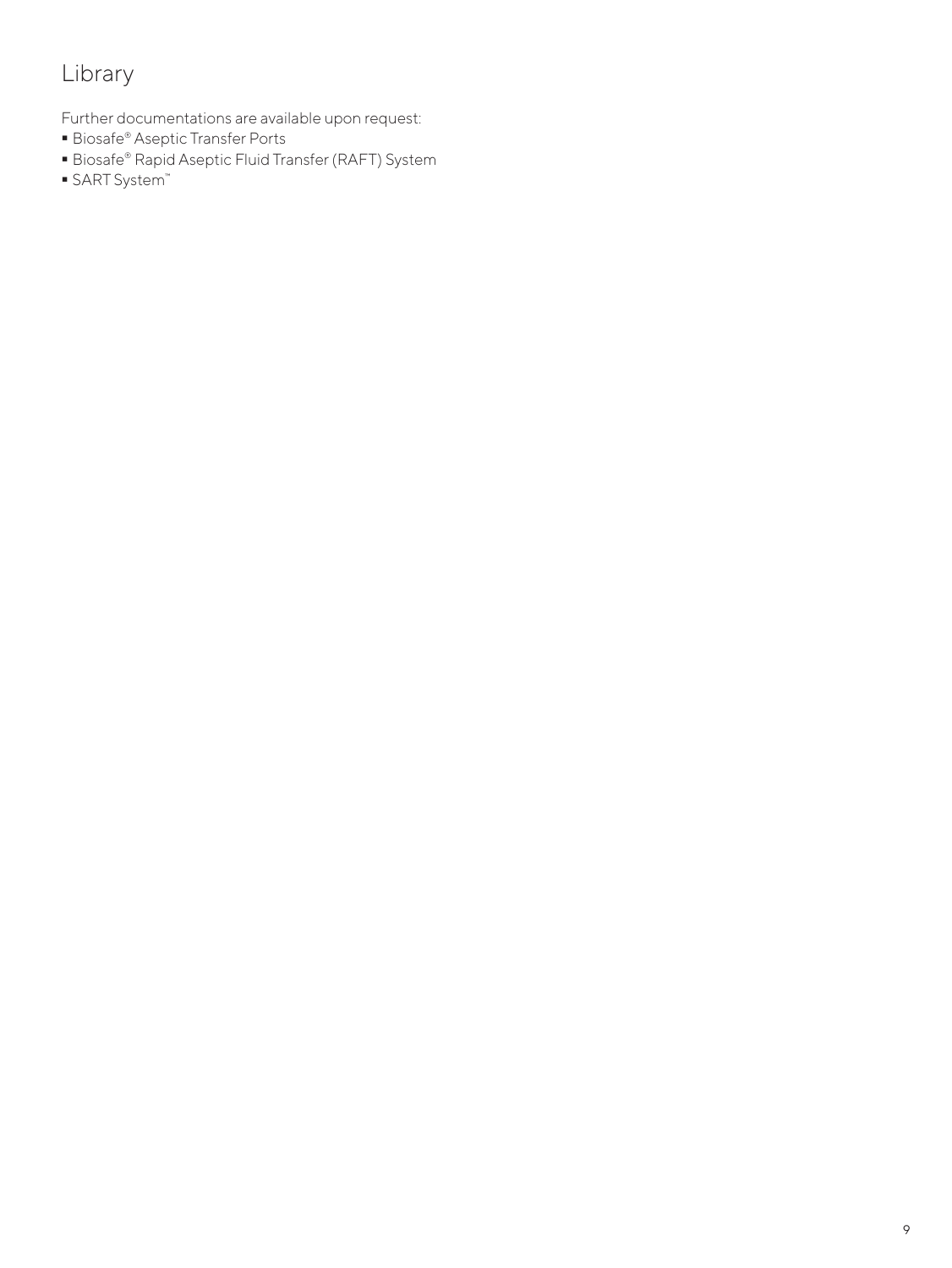# Library

Further documentations are available upon request:

- Biosafe® Aseptic Transfer Ports
- Biosafe® Rapid Aseptic Fluid Transfer (RAFT) System
- SART System™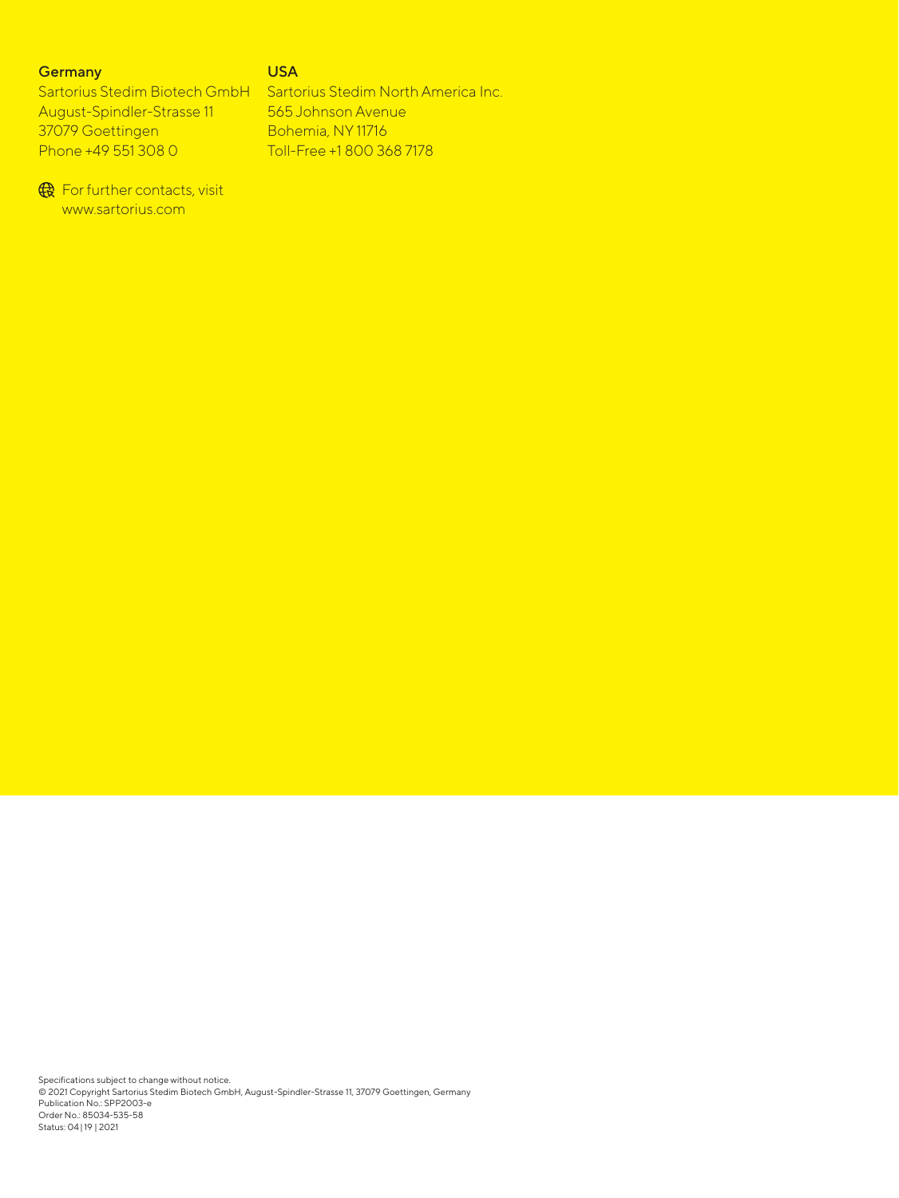**Germany**

Sartorius Stedim Biotech GmbH
August-Spindler-Strasse 11
37079 Goettingen
Phone +49 551 308 0

**USA**

Sartorius Stedim North America Inc.
565 Johnson Avenue
Bohemia, NY 11716
Toll-Free +1 800 368 7178

For further contacts, visit
www.sartorius.com

Specifications subject to change without notice.
© 2021 Copyright Sartorius Stedim Biotech GmbH, August-Spindler-Strasse 11, 37079 Goettingen, Germany
Publication No.: SPP2003-e
Order No.: 85034-535-58
Status: 04 | 19 | 2021